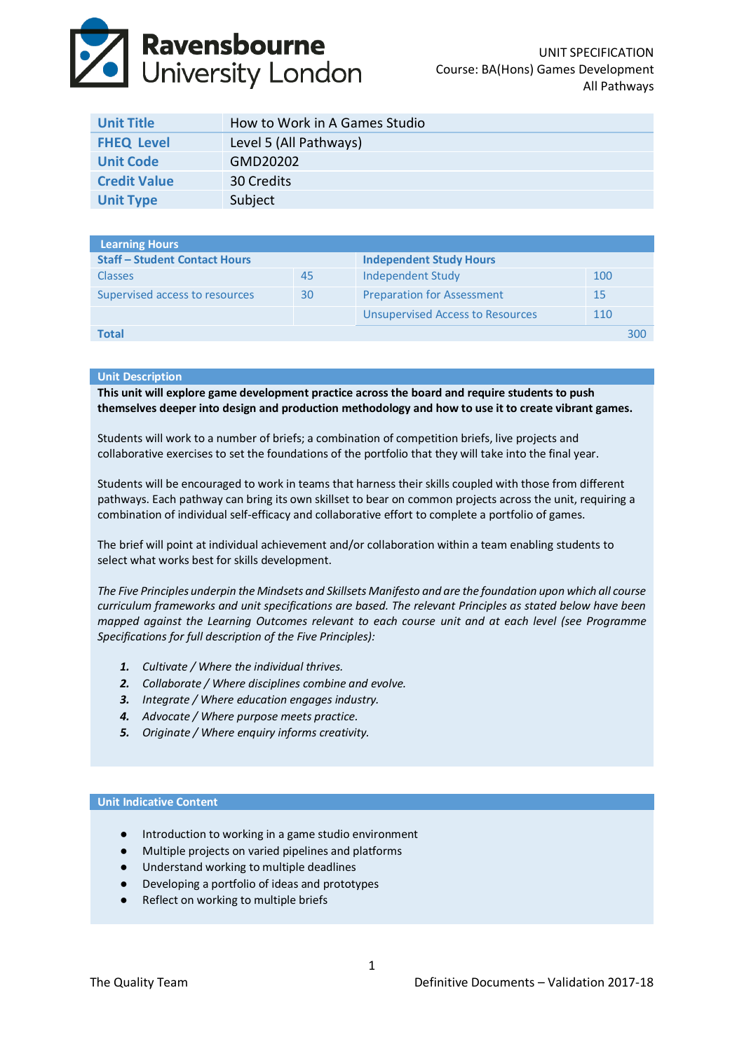Ravensbourne University London

UNIT SPECIFICATION
Course: BA(Hons) Games Development
All Pathways

| Unit Title | How to Work in A Games Studio |
|---|---|
| FHEQ Level | Level 5 (All Pathways) |
| Unit Code | GMD20202 |
| Credit Value | 30 Credits |
| Unit Type | Subject |

| Learning Hours | | | |
|---|---|---|---|
| **Staff – Student Contact Hours** | | **Independent Study Hours** | |
| Classes | 45 | Independent Study | 100 |
| Supervised access to resources | 30 | Preparation for Assessment | 15 |
| | | Unsupervised Access to Resources | 110 |
| **Total** | | | 300 |

## Unit Description

**This unit will explore game development practice across the board and require students to push themselves deeper into design and production methodology and how to use it to create vibrant games.**

Students will work to a number of briefs; a combination of competition briefs, live projects and collaborative exercises to set the foundations of the portfolio that they will take into the final year.

Students will be encouraged to work in teams that harness their skills coupled with those from different pathways. Each pathway can bring its own skillset to bear on common projects across the unit, requiring a combination of individual self-efficacy and collaborative effort to complete a portfolio of games.

The brief will point at individual achievement and/or collaboration within a team enabling students to select what works best for skills development.

*The Five Principles underpin the Mindsets and Skillsets Manifesto and are the foundation upon which all course curriculum frameworks and unit specifications are based. The relevant Principles as stated below have been mapped against the Learning Outcomes relevant to each course unit and at each level (see Programme Specifications for full description of the Five Principles):*

1. *Cultivate / Where the individual thrives.*
2. *Collaborate / Where disciplines combine and evolve.*
3. *Integrate / Where education engages industry.*
4. *Advocate / Where purpose meets practice.*
5. *Originate / Where enquiry informs creativity.*

## Unit Indicative Content

- Introduction to working in a game studio environment
- Multiple projects on varied pipelines and platforms
- Understand working to multiple deadlines
- Developing a portfolio of ideas and prototypes
- Reflect on working to multiple briefs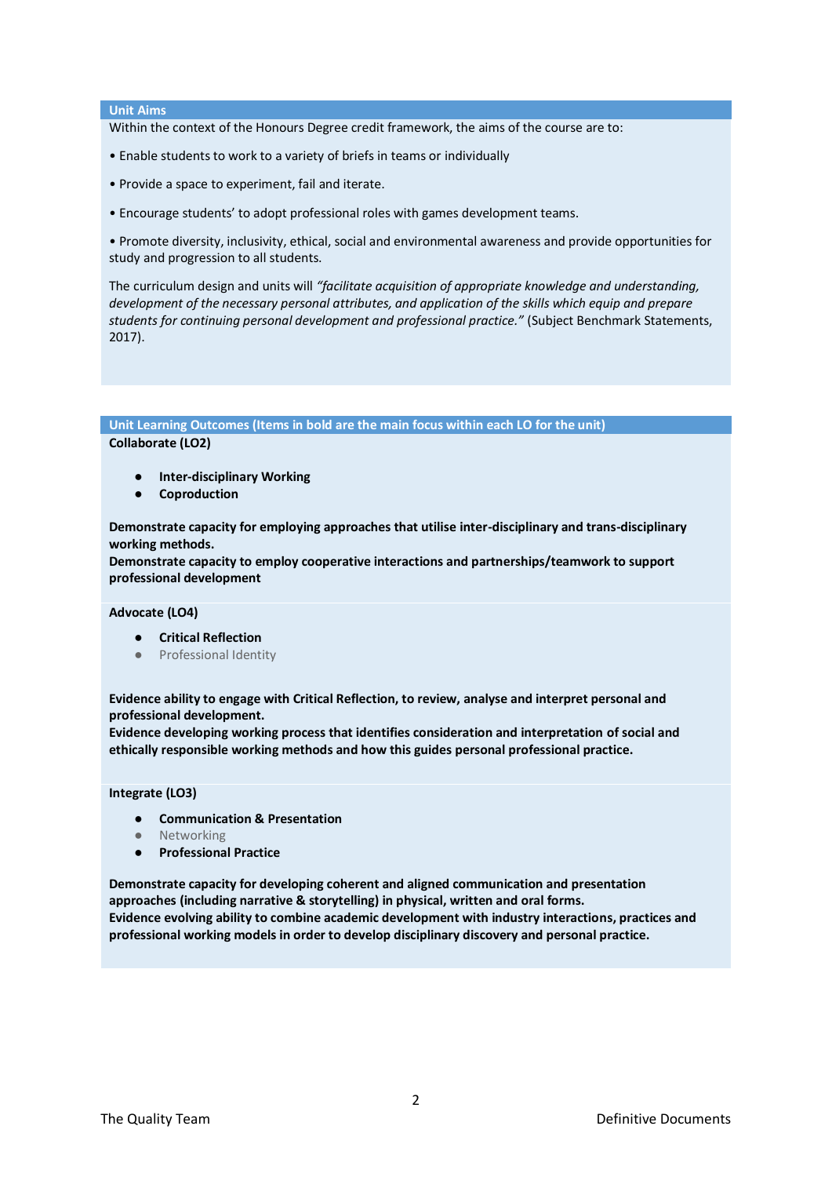## Unit Aims

Within the context of the Honours Degree credit framework, the aims of the course are to:

- Enable students to work to a variety of briefs in teams or individually
- Provide a space to experiment, fail and iterate.
- Encourage students' to adopt professional roles with games development teams.
- Promote diversity, inclusivity, ethical, social and environmental awareness and provide opportunities for study and progression to all students.

The curriculum design and units will *"facilitate acquisition of appropriate knowledge and understanding, development of the necessary personal attributes, and application of the skills which equip and prepare students for continuing personal development and professional practice."* (Subject Benchmark Statements, 2017).

## Unit Learning Outcomes (Items in bold are the main focus within each LO for the unit)

**Collaborate (LO2)**

- **Inter-disciplinary Working**
- **Coproduction**

**Demonstrate capacity for employing approaches that utilise inter-disciplinary and trans-disciplinary working methods.**
**Demonstrate capacity to employ cooperative interactions and partnerships/teamwork to support professional development**

**Advocate (LO4)**

- **Critical Reflection**
- Professional Identity

**Evidence ability to engage with Critical Reflection, to review, analyse and interpret personal and professional development.**
**Evidence developing working process that identifies consideration and interpretation of social and ethically responsible working methods and how this guides personal professional practice.**

**Integrate (LO3)**

- **Communication & Presentation**
- Networking
- **Professional Practice**

**Demonstrate capacity for developing coherent and aligned communication and presentation approaches (including narrative & storytelling) in physical, written and oral forms.**
**Evidence evolving ability to combine academic development with industry interactions, practices and professional working models in order to develop disciplinary discovery and personal practice.**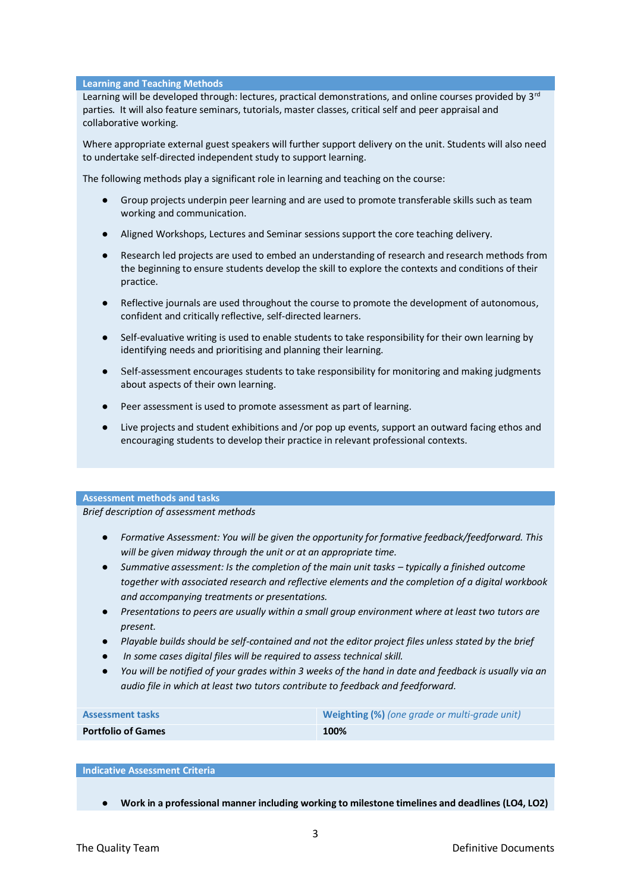## Learning and Teaching Methods

Learning will be developed through: lectures, practical demonstrations, and online courses provided by 3rd parties. It will also feature seminars, tutorials, master classes, critical self and peer appraisal and collaborative working.

Where appropriate external guest speakers will further support delivery on the unit. Students will also need to undertake self-directed independent study to support learning.

The following methods play a significant role in learning and teaching on the course:

- Group projects underpin peer learning and are used to promote transferable skills such as team working and communication.
- Aligned Workshops, Lectures and Seminar sessions support the core teaching delivery.
- Research led projects are used to embed an understanding of research and research methods from the beginning to ensure students develop the skill to explore the contexts and conditions of their practice.
- Reflective journals are used throughout the course to promote the development of autonomous, confident and critically reflective, self-directed learners.
- Self-evaluative writing is used to enable students to take responsibility for their own learning by identifying needs and prioritising and planning their learning.
- Self-assessment encourages students to take responsibility for monitoring and making judgments about aspects of their own learning.
- Peer assessment is used to promote assessment as part of learning.
- Live projects and student exhibitions and /or pop up events, support an outward facing ethos and encouraging students to develop their practice in relevant professional contexts.

## Assessment methods and tasks

*Brief description of assessment methods*

- *Formative Assessment: You will be given the opportunity for formative feedback/feedforward. This will be given midway through the unit or at an appropriate time.*
- *Summative assessment: Is the completion of the main unit tasks – typically a finished outcome together with associated research and reflective elements and the completion of a digital workbook and accompanying treatments or presentations.*
- *Presentations to peers are usually within a small group environment where at least two tutors are present.*
- *Playable builds should be self-contained and not the editor project files unless stated by the brief*
- *In some cases digital files will be required to assess technical skill.*
- *You will be notified of your grades within 3 weeks of the hand in date and feedback is usually via an audio file in which at least two tutors contribute to feedback and feedforward.*

| Assessment tasks | Weighting (%) *(one grade or multi-grade unit)* |
|---|---|
| **Portfolio of Games** | **100%** |

## Indicative Assessment Criteria

- **Work in a professional manner including working to milestone timelines and deadlines (LO4, LO2)**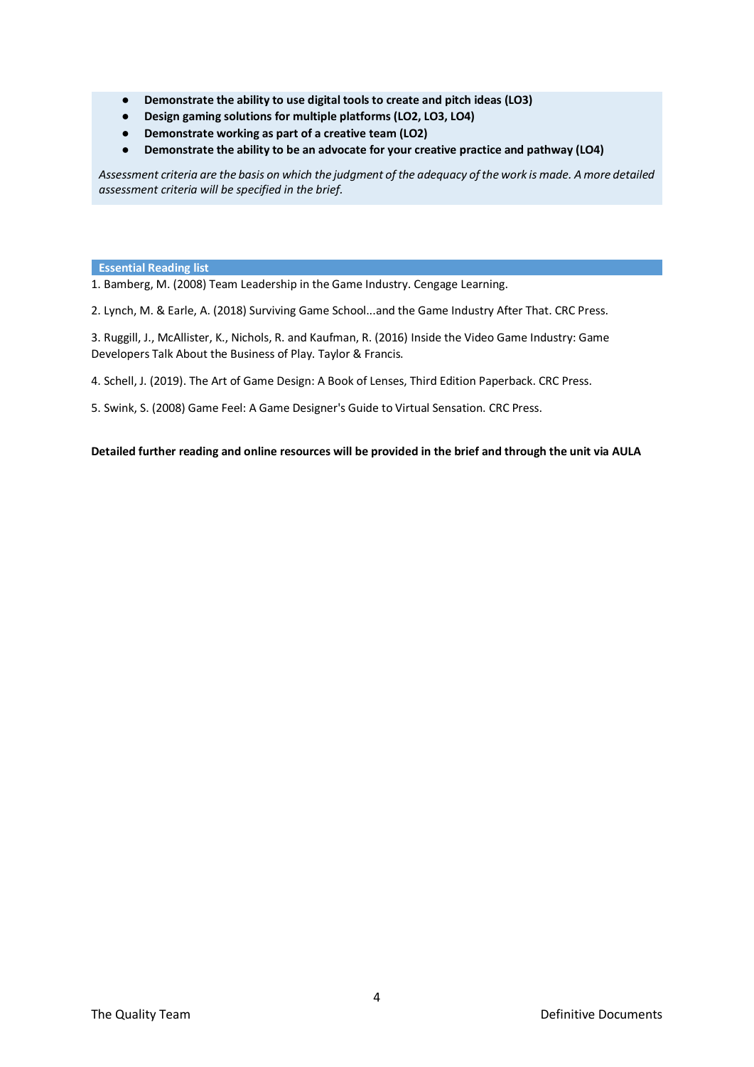- **Demonstrate the ability to use digital tools to create and pitch ideas (LO3)**
- **Design gaming solutions for multiple platforms (LO2, LO3, LO4)**
- **Demonstrate working as part of a creative team (LO2)**
- **Demonstrate the ability to be an advocate for your creative practice and pathway (LO4)**

*Assessment criteria are the basis on which the judgment of the adequacy of the work is made. A more detailed assessment criteria will be specified in the brief.*

## Essential Reading list

1. Bamberg, M. (2008) Team Leadership in the Game Industry. Cengage Learning.

2. Lynch, M. & Earle, A. (2018) Surviving Game School...and the Game Industry After That. CRC Press.

3. Ruggill, J., McAllister, K., Nichols, R. and Kaufman, R. (2016) Inside the Video Game Industry: Game Developers Talk About the Business of Play. Taylor & Francis.

4. Schell, J. (2019). The Art of Game Design: A Book of Lenses, Third Edition Paperback. CRC Press.

5. Swink, S. (2008) Game Feel: A Game Designer's Guide to Virtual Sensation. CRC Press.

**Detailed further reading and online resources will be provided in the brief and through the unit via AULA**